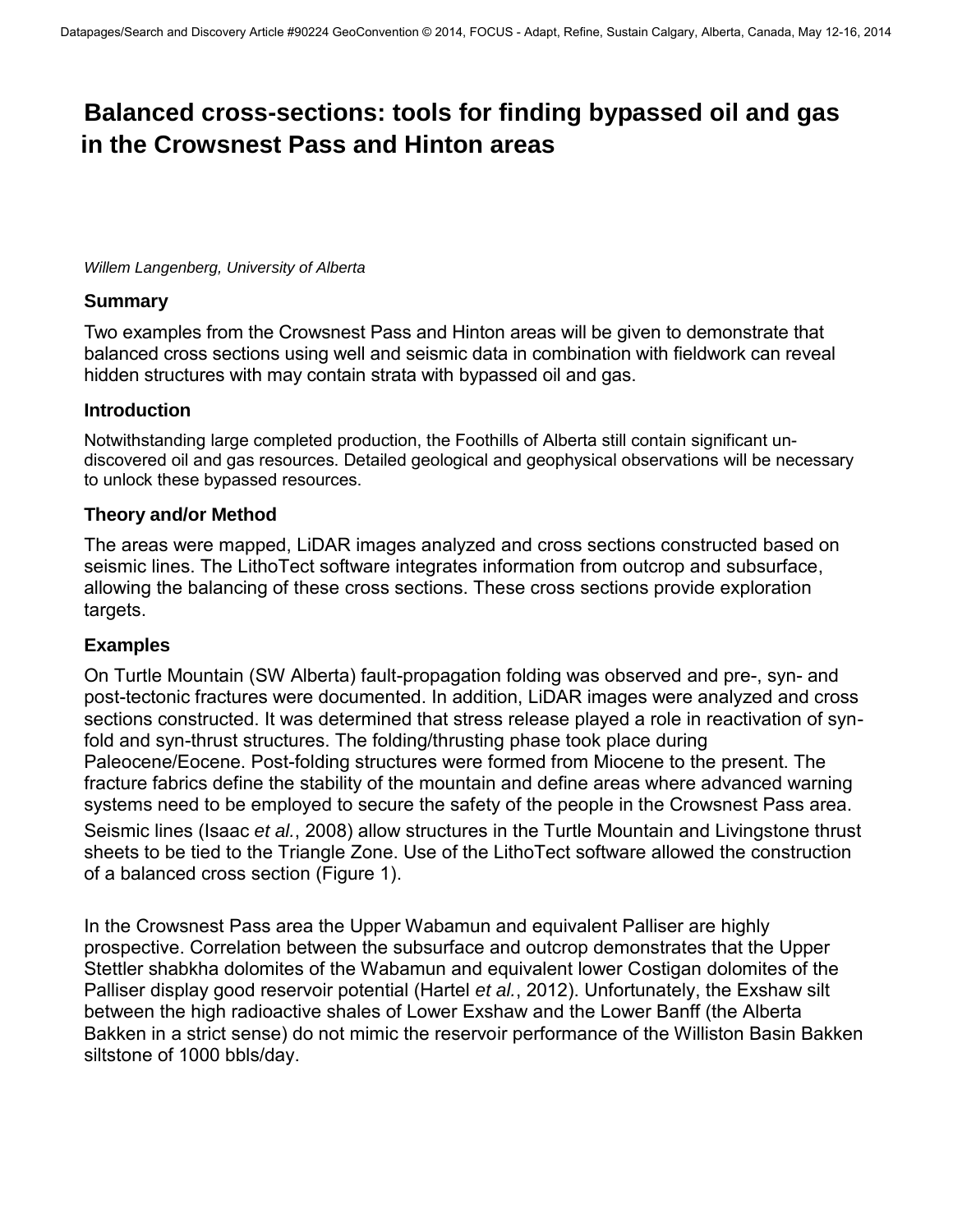# Balanced cross-sections: tools for finding bypassed oil and gas in the Crowsnest Pass and Hinton areas

*Willem Langenberg, University of Alberta*

## Summary

Two examples from the Crowsnest Pass and Hinton areas will be given to demonstrate that balanced cross sections using well and seismic data in combination with fieldwork can reveal hidden structures with may contain strata with bypassed oil and gas.

## Introduction

Notwithstanding large completed production, the Foothills of Alberta still contain significant un-discovered oil and gas resources. Detailed geological and geophysical observations will be necessary to unlock these bypassed resources.

## Theory and/or Method

The areas were mapped, LiDAR images analyzed and cross sections constructed based on seismic lines. The LithoTect software integrates information from outcrop and subsurface, allowing the balancing of these cross sections. These cross sections provide exploration targets.

## Examples

On Turtle Mountain (SW Alberta) fault-propagation folding was observed and pre-, syn- and post-tectonic fractures were documented. In addition, LiDAR images were analyzed and cross sections constructed. It was determined that stress release played a role in reactivation of syn-fold and syn-thrust structures. The folding/thrusting phase took place during Paleocene/Eocene. Post-folding structures were formed from Miocene to the present. The fracture fabrics define the stability of the mountain and define areas where advanced warning systems need to be employed to secure the safety of the people in the Crowsnest Pass area. Seismic lines (Isaac *et al.*, 2008) allow structures in the Turtle Mountain and Livingstone thrust sheets to be tied to the Triangle Zone. Use of the LithoTect software allowed the construction of a balanced cross section (Figure 1).

In the Crowsnest Pass area the Upper Wabamun and equivalent Palliser are highly prospective. Correlation between the subsurface and outcrop demonstrates that the Upper Stettler shabkha dolomites of the Wabamun and equivalent lower Costigan dolomites of the Palliser display good reservoir potential (Hartel *et al.*, 2012). Unfortunately, the Exshaw silt between the high radioactive shales of Lower Exshaw and the Lower Banff (the Alberta Bakken in a strict sense) do not mimic the reservoir performance of the Williston Basin Bakken siltstone of 1000 bbls/day.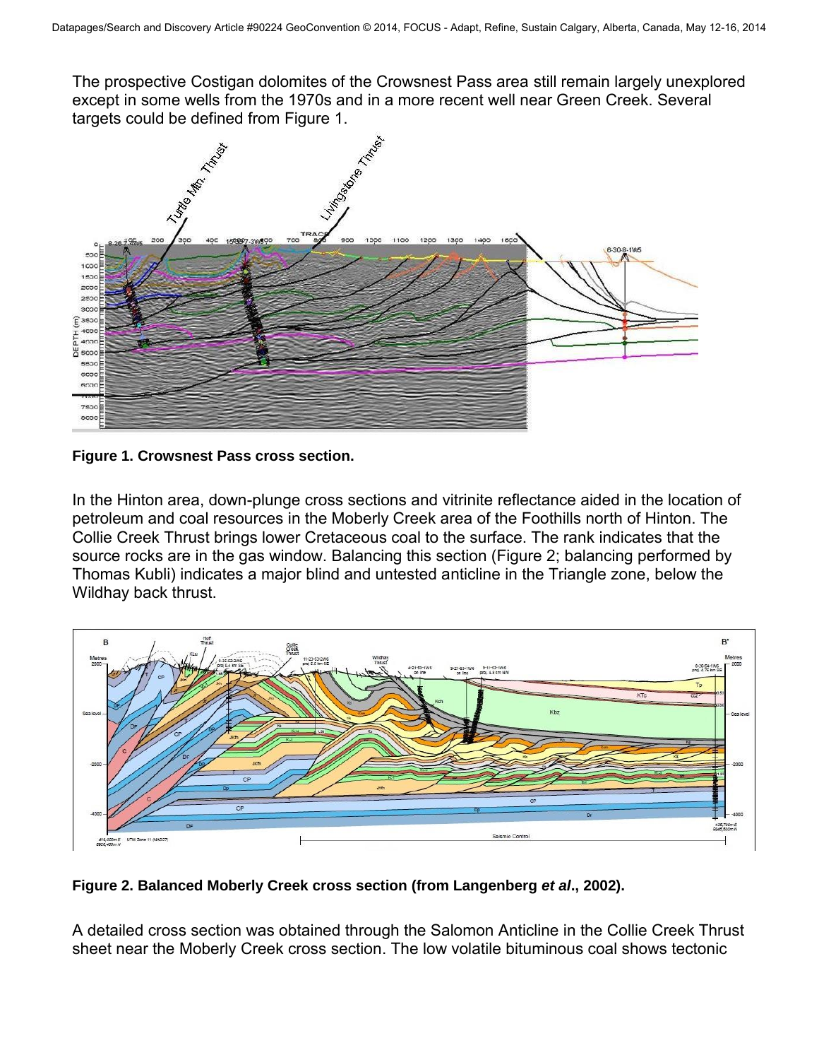The prospective Costigan dolomites of the Crowsnest Pass area still remain largely unexplored except in some wells from the 1970s and in a more recent well near Green Creek. Several targets could be defined from Figure 1.

**Figure 1. Crowsnest Pass cross section.**

In the Hinton area, down-plunge cross sections and vitrinite reflectance aided in the location of petroleum and coal resources in the Moberly Creek area of the Foothills north of Hinton. The Collie Creek Thrust brings lower Cretaceous coal to the surface. The rank indicates that the source rocks are in the gas window. Balancing this section (Figure 2; balancing performed by Thomas Kubli) indicates a major blind and untested anticline in the Triangle zone, below the Wildhay back thrust.

**Figure 2. Balanced Moberly Creek cross section (from Langenberg *et al*., 2002).**

A detailed cross section was obtained through the Salomon Anticline in the Collie Creek Thrust sheet near the Moberly Creek cross section. The low volatile bituminous coal shows tectonic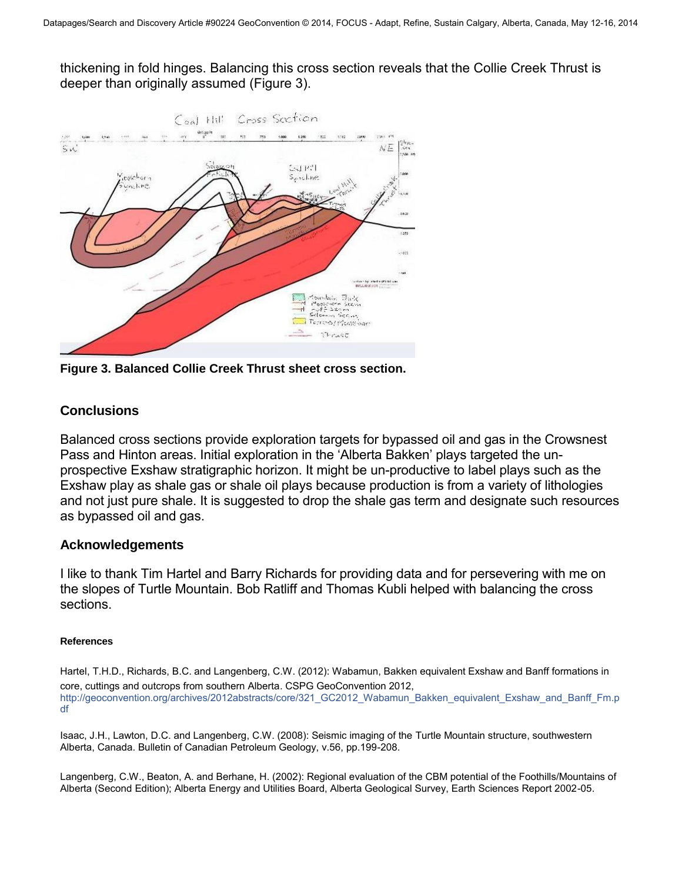thickening in fold hinges. Balancing this cross section reveals that the Collie Creek Thrust is deeper than originally assumed (Figure 3).

**Figure 3. Balanced Collie Creek Thrust sheet cross section.**

## Conclusions

Balanced cross sections provide exploration targets for bypassed oil and gas in the Crowsnest Pass and Hinton areas. Initial exploration in the 'Alberta Bakken' plays targeted the un-prospective Exshaw stratigraphic horizon. It might be un-productive to label plays such as the Exshaw play as shale gas or shale oil plays because production is from a variety of lithologies and not just pure shale. It is suggested to drop the shale gas term and designate such resources as bypassed oil and gas.

## Acknowledgements

I like to thank Tim Hartel and Barry Richards for providing data and for persevering with me on the slopes of Turtle Mountain. Bob Ratliff and Thomas Kubli helped with balancing the cross sections.

#### References

Hartel, T.H.D., Richards, B.C. and Langenberg, C.W. (2012): Wabamun, Bakken equivalent Exshaw and Banff formations in core, cuttings and outcrops from southern Alberta. CSPG GeoConvention 2012, http://geoconvention.org/archives/2012abstracts/core/321_GC2012_Wabamun_Bakken_equivalent_Exshaw_and_Banff_Fm.pdf

Isaac, J.H., Lawton, D.C. and Langenberg, C.W. (2008): Seismic imaging of the Turtle Mountain structure, southwestern Alberta, Canada. Bulletin of Canadian Petroleum Geology, v.56, pp.199-208.

Langenberg, C.W., Beaton, A. and Berhane, H. (2002): Regional evaluation of the CBM potential of the Foothills/Mountains of Alberta (Second Edition); Alberta Energy and Utilities Board, Alberta Geological Survey, Earth Sciences Report 2002-05.